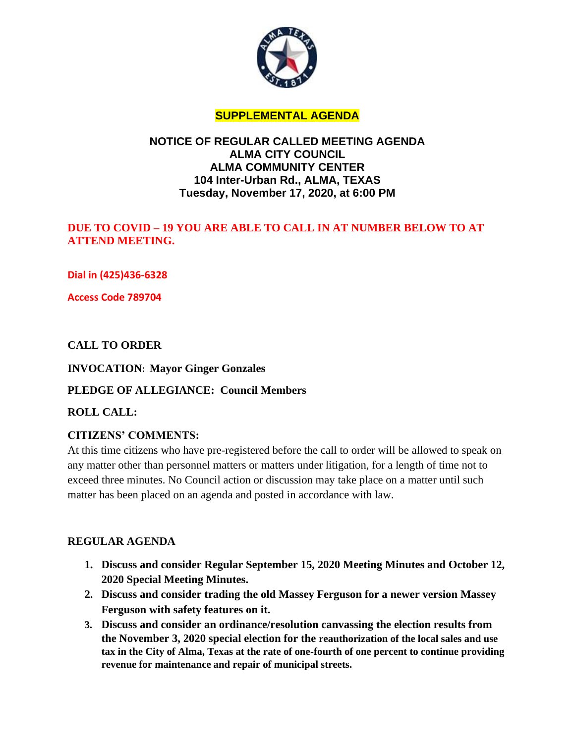**SUPPLEMENTAL AGENDA**

# NOTICE OF REGULAR CALLED MEETING AGENDA
## ALMA CITY COUNCIL
## ALMA COMMUNITY CENTER
## 104 Inter-Urban Rd., ALMA, TEXAS
## Tuesday, November 17, 2020, at 6:00 PM

**DUE TO COVID – 19 YOU ARE ABLE TO CALL IN AT NUMBER BELOW TO AT ATTEND MEETING.**

**Dial in (425)436-6328**

**Access Code 789704**

**CALL TO ORDER**

**INVOCATION: Mayor Ginger Gonzales**

**PLEDGE OF ALLEGIANCE: Council Members**

**ROLL CALL:**

**CITIZENS' COMMENTS:**

At this time citizens who have pre-registered before the call to order will be allowed to speak on any matter other than personnel matters or matters under litigation, for a length of time not to exceed three minutes. No Council action or discussion may take place on a matter until such matter has been placed on an agenda and posted in accordance with law.

**REGULAR AGENDA**

1. **Discuss and consider Regular September 15, 2020 Meeting Minutes and October 12, 2020 Special Meeting Minutes.**
2. **Discuss and consider trading the old Massey Ferguson for a newer version Massey Ferguson with safety features on it.**
3. **Discuss and consider an ordinance/resolution canvassing the election results from the November 3, 2020 special election for the reauthorization of the local sales and use tax in the City of Alma, Texas at the rate of one-fourth of one percent to continue providing revenue for maintenance and repair of municipal streets.**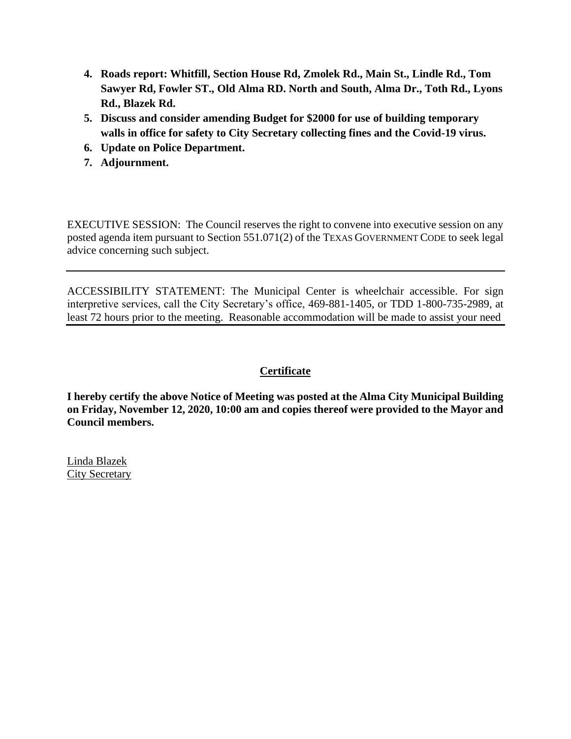4. **Roads report: Whitfill, Section House Rd, Zmolek Rd., Main St., Lindle Rd., Tom Sawyer Rd, Fowler ST., Old Alma RD. North and South, Alma Dr., Toth Rd., Lyons Rd., Blazek Rd.**
5. **Discuss and consider amending Budget for $2000 for use of building temporary walls in office for safety to City Secretary collecting fines and the Covid-19 virus.**
6. **Update on Police Department.**
7. **Adjournment.**

EXECUTIVE SESSION: The Council reserves the right to convene into executive session on any posted agenda item pursuant to Section 551.071(2) of the TEXAS GOVERNMENT CODE to seek legal advice concerning such subject.

---

ACCESSIBILITY STATEMENT: The Municipal Center is wheelchair accessible. For sign interpretive services, call the City Secretary's office, 469-881-1405, or TDD 1-800-735-2989, at least 72 hours prior to the meeting. Reasonable accommodation will be made to assist your need

---

## Certificate

**I hereby certify the above Notice of Meeting was posted at the Alma City Municipal Building on Friday, November 12, 2020, 10:00 am and copies thereof were provided to the Mayor and Council members.**

Linda Blazek
City Secretary